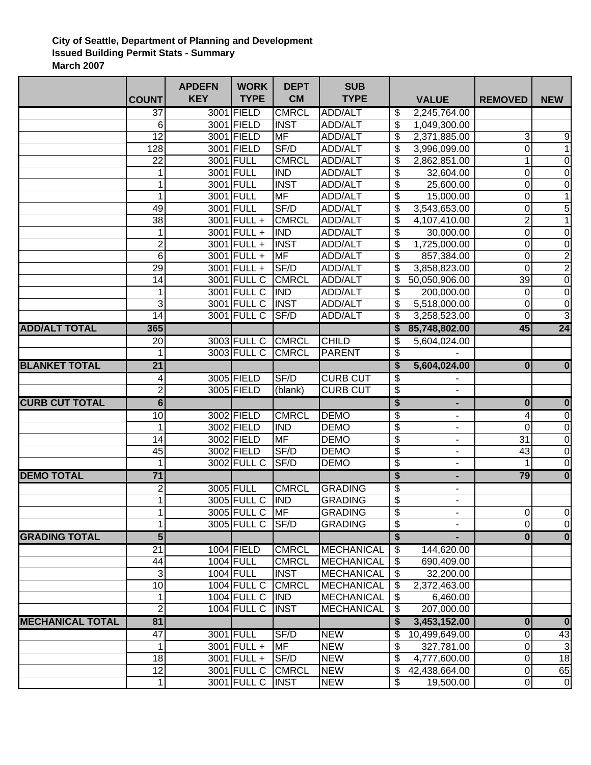**City of Seattle, Department of Planning and Development**
**Issued Building Permit Stats - Summary**
**March 2007**

| | COUNT | APDEFN KEY | WORK TYPE | DEPT CM | SUB TYPE | VALUE | REMOVED | NEW |
|---|---|---|---|---|---|---|---|---|
| | 37 | 3001 | FIELD | CMRCL | ADD/ALT | $ 2,245,764.00 | | |
| | 6 | 3001 | FIELD | INST | ADD/ALT | $ 1,049,300.00 | | |
| | 12 | 3001 | FIELD | MF | ADD/ALT | $ 2,371,885.00 | 3 | 9 |
| | 128 | 3001 | FIELD | SF/D | ADD/ALT | $ 3,996,099.00 | 0 | 1 |
| | 22 | 3001 | FULL | CMRCL | ADD/ALT | $ 2,862,851.00 | 1 | 0 |
| | 1 | 3001 | FULL | IND | ADD/ALT | $ 32,604.00 | 0 | 0 |
| | 1 | 3001 | FULL | INST | ADD/ALT | $ 25,600.00 | 0 | 0 |
| | 1 | 3001 | FULL | MF | ADD/ALT | $ 15,000.00 | 0 | 1 |
| | 49 | 3001 | FULL | SF/D | ADD/ALT | $ 3,543,653.00 | 0 | 5 |
| | 38 | 3001 | FULL + | CMRCL | ADD/ALT | $ 4,107,410.00 | 2 | 1 |
| | 1 | 3001 | FULL + | IND | ADD/ALT | $ 30,000.00 | 0 | 0 |
| | 2 | 3001 | FULL + | INST | ADD/ALT | $ 1,725,000.00 | 0 | 0 |
| | 6 | 3001 | FULL + | MF | ADD/ALT | $ 857,384.00 | 0 | 2 |
| | 29 | 3001 | FULL + | SF/D | ADD/ALT | $ 3,858,823.00 | 0 | 2 |
| | 14 | 3001 | FULL C | CMRCL | ADD/ALT | $ 50,050,906.00 | 39 | 0 |
| | 1 | 3001 | FULL C | IND | ADD/ALT | $ 200,000.00 | 0 | 0 |
| | 3 | 3001 | FULL C | INST | ADD/ALT | $ 5,518,000.00 | 0 | 0 |
| | 14 | 3001 | FULL C | SF/D | ADD/ALT | $ 3,258,523.00 | 0 | 3 |
| **ADD/ALT TOTAL** | **365** | | | | | **$ 85,748,802.00** | **45** | **24** |
| | 20 | 3003 | FULL C | CMRCL | CHILD | $ 5,604,024.00 | | |
| | 1 | 3003 | FULL C | CMRCL | PARENT | $ - | | |
| **BLANKET TOTAL** | **21** | | | | | **$ 5,604,024.00** | **0** | **0** |
| | 4 | 3005 | FIELD | SF/D | CURB CUT | $ - | | |
| | 2 | 3005 | FIELD | (blank) | CURB CUT | $ - | | |
| **CURB CUT TOTAL** | **6** | | | | | **$ -** | **0** | **0** |
| | 10 | 3002 | FIELD | CMRCL | DEMO | $ - | 4 | 0 |
| | 1 | 3002 | FIELD | IND | DEMO | $ - | 0 | 0 |
| | 14 | 3002 | FIELD | MF | DEMO | $ - | 31 | 0 |
| | 45 | 3002 | FIELD | SF/D | DEMO | $ - | 43 | 0 |
| | 1 | 3002 | FULL C | SF/D | DEMO | $ - | 1 | 0 |
| **DEMO TOTAL** | **71** | | | | | **$ -** | **79** | **0** |
| | 2 | 3005 | FULL | CMRCL | GRADING | $ - | | |
| | 1 | 3005 | FULL C | IND | GRADING | $ - | | |
| | 1 | 3005 | FULL C | MF | GRADING | $ - | 0 | 0 |
| | 1 | 3005 | FULL C | SF/D | GRADING | $ - | 0 | 0 |
| **GRADING TOTAL** | **5** | | | | | **$ -** | **0** | **0** |
| | 21 | 1004 | FIELD | CMRCL | MECHANICAL | $ 144,620.00 | | |
| | 44 | 1004 | FULL | CMRCL | MECHANICAL | $ 690,409.00 | | |
| | 3 | 1004 | FULL | INST | MECHANICAL | $ 32,200.00 | | |
| | 10 | 1004 | FULL C | CMRCL | MECHANICAL | $ 2,372,463.00 | | |
| | 1 | 1004 | FULL C | IND | MECHANICAL | $ 6,460.00 | | |
| | 2 | 1004 | FULL C | INST | MECHANICAL | $ 207,000.00 | | |
| **MECHANICAL TOTAL** | **81** | | | | | **$ 3,453,152.00** | **0** | **0** |
| | 47 | 3001 | FULL | SF/D | NEW | $ 10,499,649.00 | 0 | 43 |
| | 1 | 3001 | FULL + | MF | NEW | $ 327,781.00 | 0 | 3 |
| | 18 | 3001 | FULL + | SF/D | NEW | $ 4,777,600.00 | 0 | 18 |
| | 12 | 3001 | FULL C | CMRCL | NEW | $ 42,438,664.00 | 0 | 65 |
| | 1 | 3001 | FULL C | INST | NEW | $ 19,500.00 | 0 | 0 |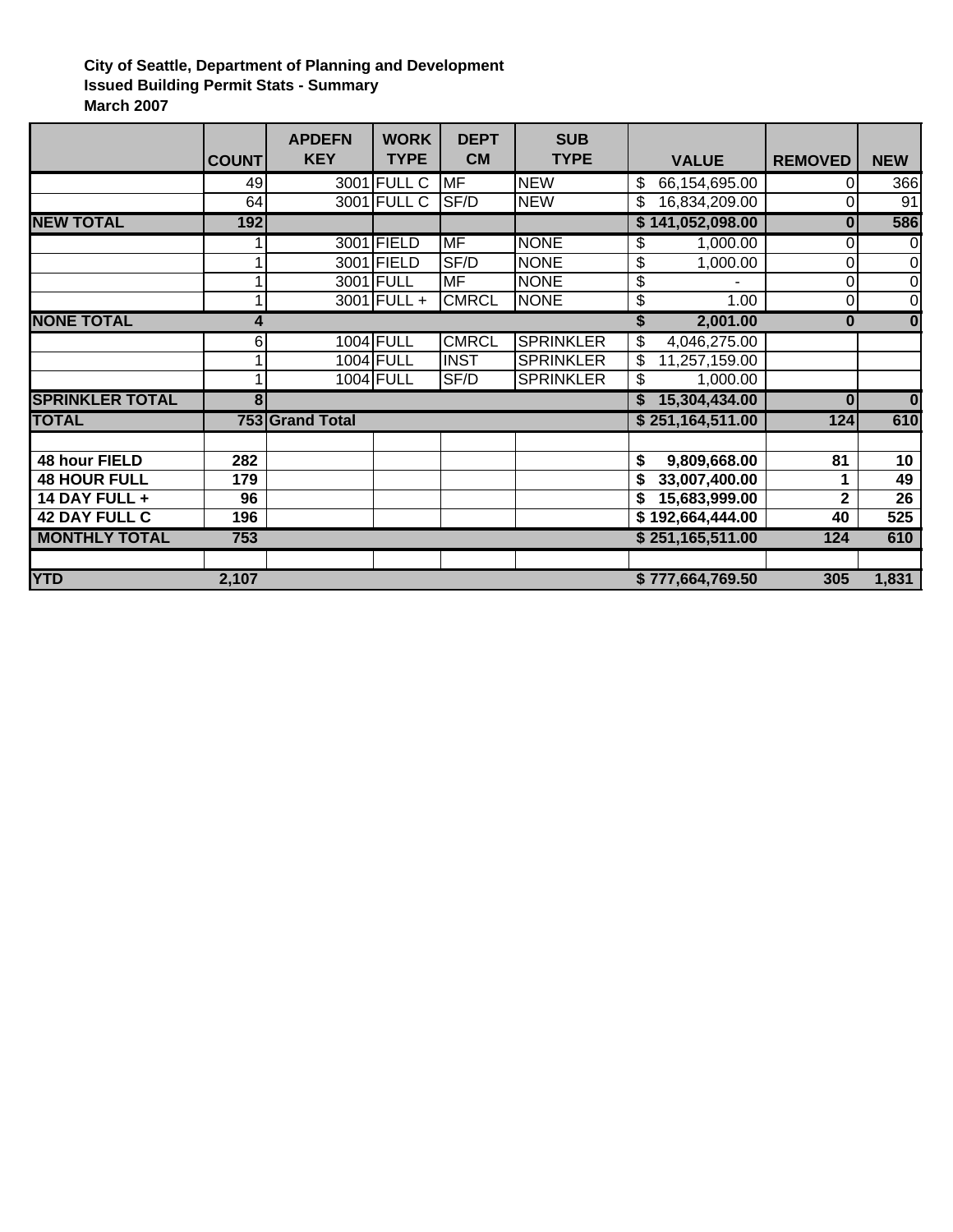**City of Seattle, Department of Planning and Development**
**Issued Building Permit Stats - Summary**
**March 2007**

| | COUNT | APDEFN KEY | WORK TYPE | DEPT CM | SUB TYPE | VALUE | REMOVED | NEW |
|---|---|---|---|---|---|---|---|---|
| | 49 | 3001 | FULL C | MF | NEW | $ 66,154,695.00 | 0 | 366 |
| | 64 | 3001 | FULL C | SF/D | NEW | $ 16,834,209.00 | 0 | 91 |
| **NEW TOTAL** | **192** | | | | | **$ 141,052,098.00** | **0** | **586** |
| | 1 | 3001 | FIELD | MF | NONE | $ 1,000.00 | 0 | 0 |
| | 1 | 3001 | FIELD | SF/D | NONE | $ 1,000.00 | 0 | 0 |
| | 1 | 3001 | FULL | MF | NONE | $ - | 0 | 0 |
| | 1 | 3001 | FULL + | CMRCL | NONE | $ 1.00 | 0 | 0 |
| **NONE TOTAL** | **4** | | | | | **$ 2,001.00** | **0** | **0** |
| | 6 | 1004 | FULL | CMRCL | SPRINKLER | $ 4,046,275.00 | | |
| | 1 | 1004 | FULL | INST | SPRINKLER | $ 11,257,159.00 | | |
| | 1 | 1004 | FULL | SF/D | SPRINKLER | $ 1,000.00 | | |
| **SPRINKLER TOTAL** | **8** | | | | | **$ 15,304,434.00** | **0** | **0** |
| **TOTAL** | **753** | **Grand Total** | | | | **$ 251,164,511.00** | **124** | **610** |
| | | | | | | | | |
| **48 hour FIELD** | **282** | | | | | **$ 9,809,668.00** | **81** | **10** |
| **48 HOUR FULL** | **179** | | | | | **$ 33,007,400.00** | **1** | **49** |
| **14 DAY FULL +** | **96** | | | | | **$ 15,683,999.00** | **2** | **26** |
| **42 DAY FULL C** | **196** | | | | | **$ 192,664,444.00** | **40** | **525** |
| **MONTHLY TOTAL** | **753** | | | | | **$ 251,165,511.00** | **124** | **610** |
| | | | | | | | | |
| **YTD** | **2,107** | | | | | **$ 777,664,769.50** | **305** | **1,831** |